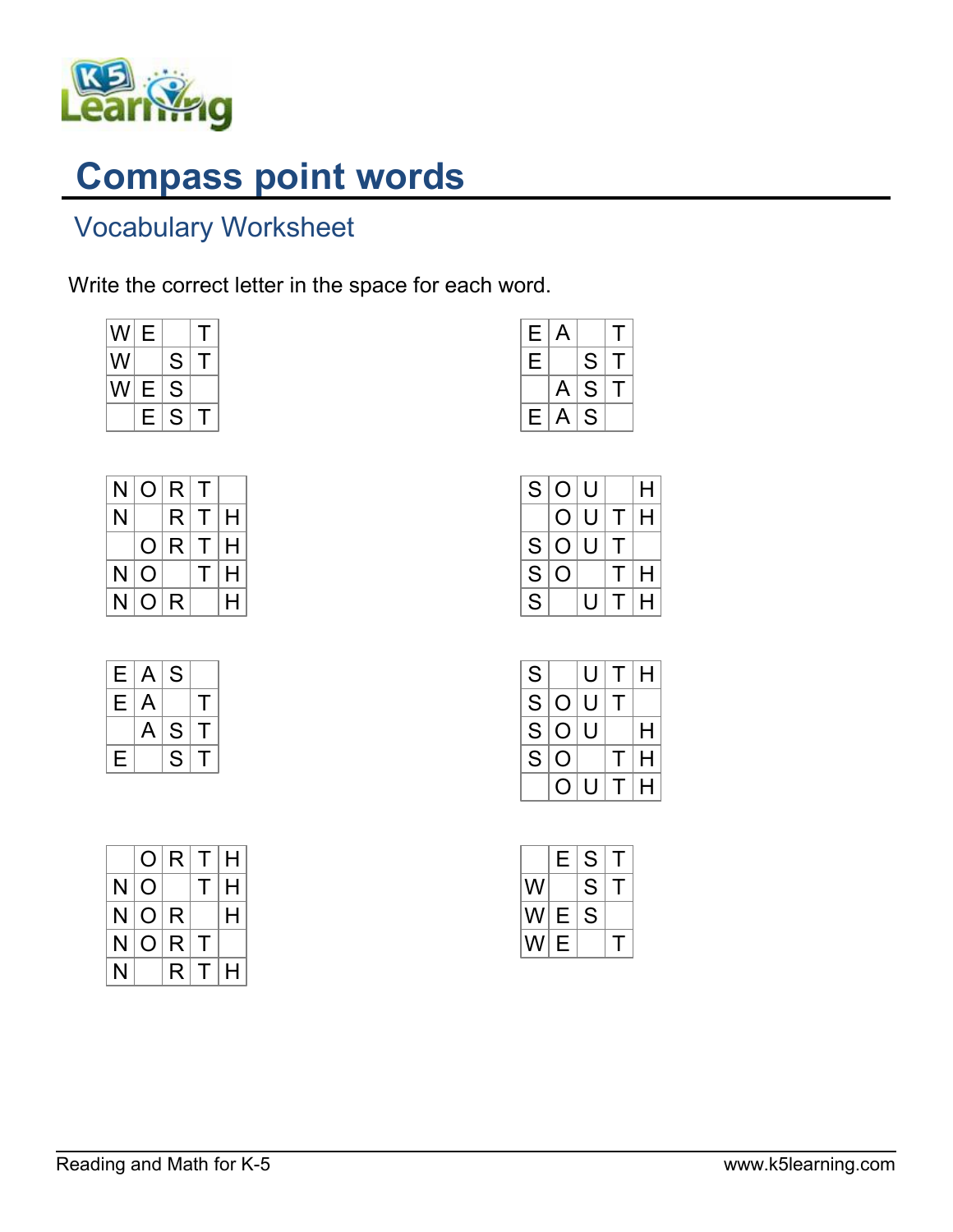# Compass point words

## Vocabulary Worksheet

Write the correct letter in the space for each word.

| | | | |
|---|---|---|---|
| W | E | | T |
| W | | S | T |
| W | E | S | |
| | E | S | T |

| | | | |
|---|---|---|---|
| E | A | | T |
| E | | S | T |
| | A | S | T |
| E | A | S | |

| | | | | |
|---|---|---|---|---|
| N | O | R | T | |
| N | | R | T | H |
| | O | R | T | H |
| N | O | | T | H |
| N | O | R | | H |

| | | | | |
|---|---|---|---|---|
| S | O | U | | H |
| | O | U | T | H |
| S | O | U | T | |
| S | O | | T | H |
| S | | U | T | H |

| | | | |
|---|---|---|---|
| E | A | S | |
| E | A | | T |
| | A | S | T |
| E | | S | T |

| | | | | |
|---|---|---|---|---|
| S | | U | T | H |
| S | O | U | T | |
| S | O | U | | H |
| S | O | | T | H |
| | O | U | T | H |

| | | | | |
|---|---|---|---|---|
| | O | R | T | H |
| N | O | | T | H |
| N | O | R | | H |
| N | O | R | T | |
| N | | R | T | H |

| | | | |
|---|---|---|---|
| | E | S | T |
| W | | S | T |
| W | E | S | |
| W | E | | T |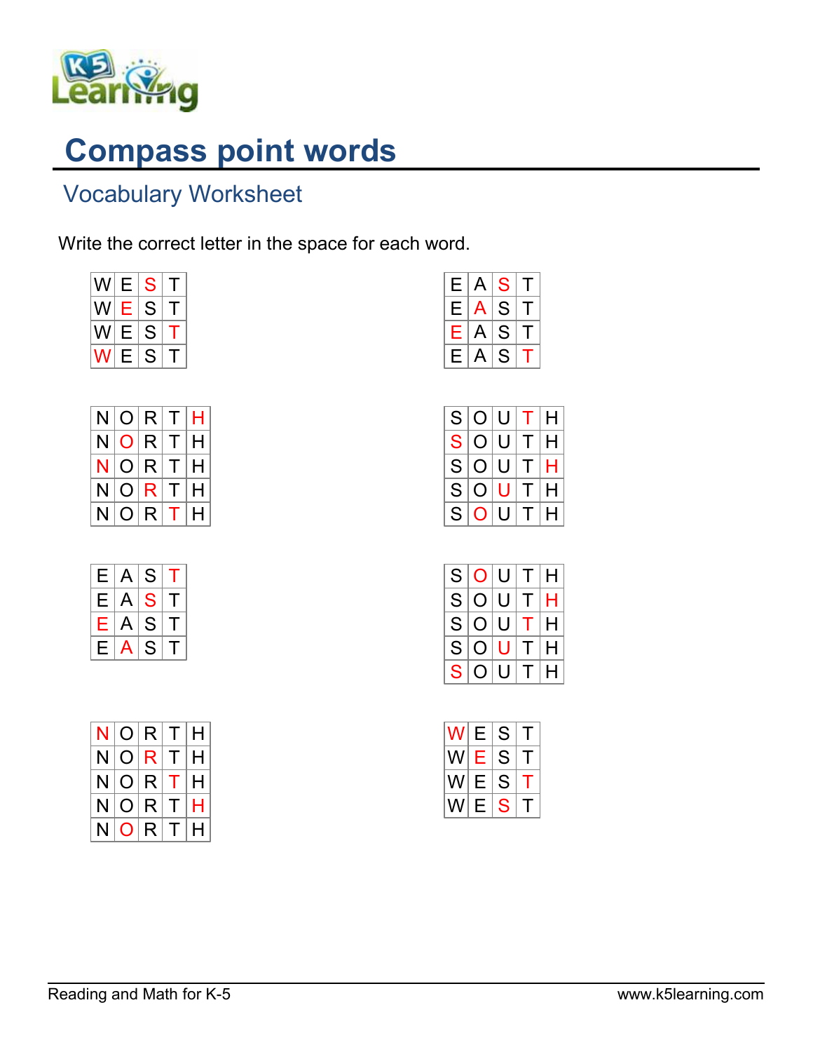# Compass point words

## Vocabulary Worksheet

Write the correct letter in the space for each word.

| | | | |
|---|---|---|---|
| W | E | S | T |
| W | E | S | T |
| W | E | S | T |
| W | E | S | T |

| | | | |
|---|---|---|---|
| E | A | S | T |
| E | A | S | T |
| E | A | S | T |
| E | A | S | T |

| | | | | |
|---|---|---|---|---|
| N | O | R | T | H |
| N | O | R | T | H |
| N | O | R | T | H |
| N | O | R | T | H |
| N | O | R | T | H |

| | | | | |
|---|---|---|---|---|
| S | O | U | T | H |
| S | O | U | T | H |
| S | O | U | T | H |
| S | O | U | T | H |
| S | O | U | T | H |

| | | | |
|---|---|---|---|
| E | A | S | T |
| E | A | S | T |
| E | A | S | T |
| E | A | S | T |

| | | | | |
|---|---|---|---|---|
| S | O | U | T | H |
| S | O | U | T | H |
| S | O | U | T | H |
| S | O | U | T | H |
| S | O | U | T | H |

| | | | | |
|---|---|---|---|---|
| N | O | R | T | H |
| N | O | R | T | H |
| N | O | R | T | H |
| N | O | R | T | H |
| N | O | R | T | H |

| | | | |
|---|---|---|---|
| W | E | S | T |
| W | E | S | T |
| W | E | S | T |
| W | E | S | T |